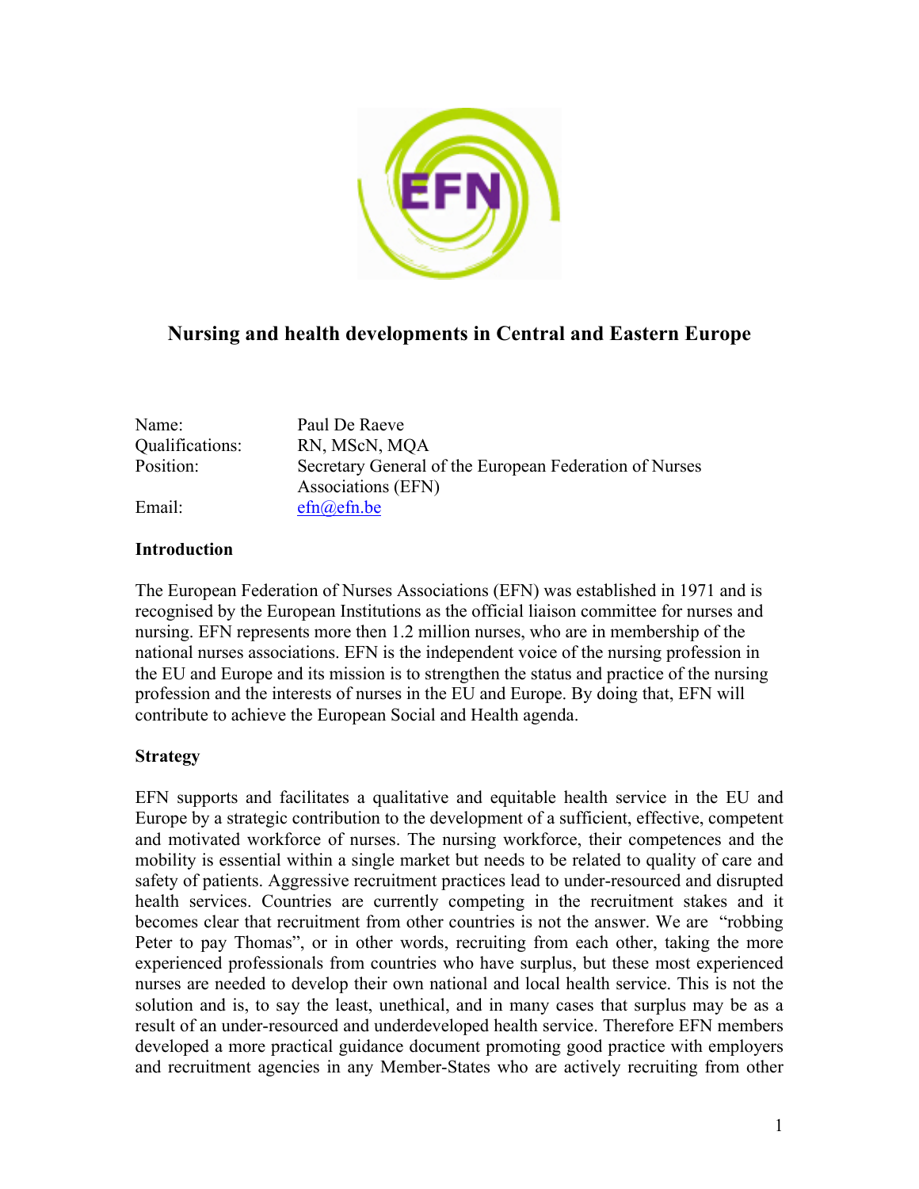# Nursing and health developments in Central and Eastern Europe

| | |
|---|---|
| Name: | Paul De Raeve |
| Qualifications: | RN, MScN, MQA |
| Position: | Secretary General of the European Federation of Nurses Associations (EFN) |
| Email: | efn@efn.be |

## Introduction

The European Federation of Nurses Associations (EFN) was established in 1971 and is recognised by the European Institutions as the official liaison committee for nurses and nursing. EFN represents more then 1.2 million nurses, who are in membership of the national nurses associations. EFN is the independent voice of the nursing profession in the EU and Europe and its mission is to strengthen the status and practice of the nursing profession and the interests of nurses in the EU and Europe. By doing that, EFN will contribute to achieve the European Social and Health agenda.

## Strategy

EFN supports and facilitates a qualitative and equitable health service in the EU and Europe by a strategic contribution to the development of a sufficient, effective, competent and motivated workforce of nurses. The nursing workforce, their competences and the mobility is essential within a single market but needs to be related to quality of care and safety of patients. Aggressive recruitment practices lead to under-resourced and disrupted health services. Countries are currently competing in the recruitment stakes and it becomes clear that recruitment from other countries is not the answer. We are "robbing Peter to pay Thomas", or in other words, recruiting from each other, taking the more experienced professionals from countries who have surplus, but these most experienced nurses are needed to develop their own national and local health service. This is not the solution and is, to say the least, unethical, and in many cases that surplus may be as a result of an under-resourced and underdeveloped health service. Therefore EFN members developed a more practical guidance document promoting good practice with employers and recruitment agencies in any Member-States who are actively recruiting from other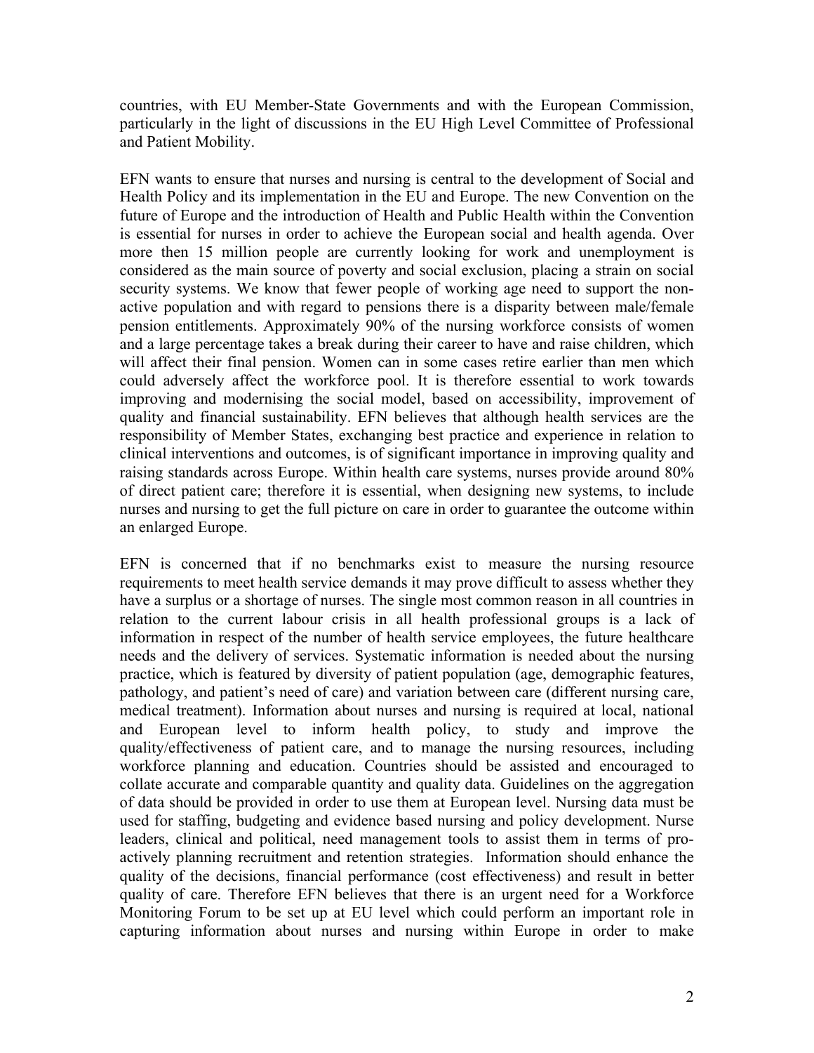countries, with EU Member-State Governments and with the European Commission, particularly in the light of discussions in the EU High Level Committee of Professional and Patient Mobility.

EFN wants to ensure that nurses and nursing is central to the development of Social and Health Policy and its implementation in the EU and Europe. The new Convention on the future of Europe and the introduction of Health and Public Health within the Convention is essential for nurses in order to achieve the European social and health agenda. Over more then 15 million people are currently looking for work and unemployment is considered as the main source of poverty and social exclusion, placing a strain on social security systems. We know that fewer people of working age need to support the non-active population and with regard to pensions there is a disparity between male/female pension entitlements. Approximately 90% of the nursing workforce consists of women and a large percentage takes a break during their career to have and raise children, which will affect their final pension. Women can in some cases retire earlier than men which could adversely affect the workforce pool. It is therefore essential to work towards improving and modernising the social model, based on accessibility, improvement of quality and financial sustainability. EFN believes that although health services are the responsibility of Member States, exchanging best practice and experience in relation to clinical interventions and outcomes, is of significant importance in improving quality and raising standards across Europe. Within health care systems, nurses provide around 80% of direct patient care; therefore it is essential, when designing new systems, to include nurses and nursing to get the full picture on care in order to guarantee the outcome within an enlarged Europe.

EFN is concerned that if no benchmarks exist to measure the nursing resource requirements to meet health service demands it may prove difficult to assess whether they have a surplus or a shortage of nurses. The single most common reason in all countries in relation to the current labour crisis in all health professional groups is a lack of information in respect of the number of health service employees, the future healthcare needs and the delivery of services. Systematic information is needed about the nursing practice, which is featured by diversity of patient population (age, demographic features, pathology, and patient's need of care) and variation between care (different nursing care, medical treatment). Information about nurses and nursing is required at local, national and European level to inform health policy, to study and improve the quality/effectiveness of patient care, and to manage the nursing resources, including workforce planning and education. Countries should be assisted and encouraged to collate accurate and comparable quantity and quality data. Guidelines on the aggregation of data should be provided in order to use them at European level. Nursing data must be used for staffing, budgeting and evidence based nursing and policy development. Nurse leaders, clinical and political, need management tools to assist them in terms of pro-actively planning recruitment and retention strategies. Information should enhance the quality of the decisions, financial performance (cost effectiveness) and result in better quality of care. Therefore EFN believes that there is an urgent need for a Workforce Monitoring Forum to be set up at EU level which could perform an important role in capturing information about nurses and nursing within Europe in order to make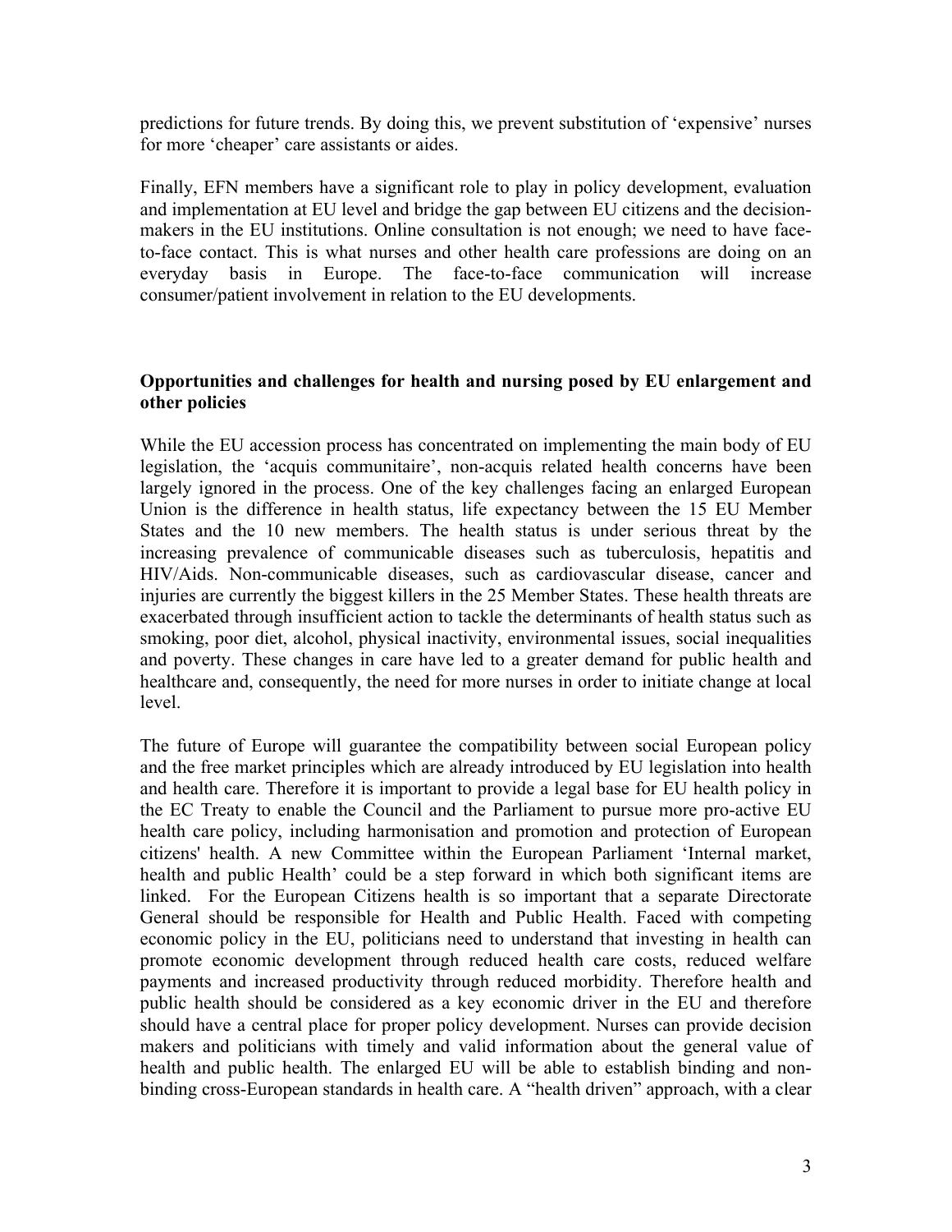predictions for future trends. By doing this, we prevent substitution of 'expensive' nurses for more 'cheaper' care assistants or aides.

Finally, EFN members have a significant role to play in policy development, evaluation and implementation at EU level and bridge the gap between EU citizens and the decision-makers in the EU institutions. Online consultation is not enough; we need to have face-to-face contact. This is what nurses and other health care professions are doing on an everyday basis in Europe. The face-to-face communication will increase consumer/patient involvement in relation to the EU developments.

**Opportunities and challenges for health and nursing posed by EU enlargement and other policies**

While the EU accession process has concentrated on implementing the main body of EU legislation, the 'acquis communitaire', non-acquis related health concerns have been largely ignored in the process. One of the key challenges facing an enlarged European Union is the difference in health status, life expectancy between the 15 EU Member States and the 10 new members. The health status is under serious threat by the increasing prevalence of communicable diseases such as tuberculosis, hepatitis and HIV/Aids. Non-communicable diseases, such as cardiovascular disease, cancer and injuries are currently the biggest killers in the 25 Member States. These health threats are exacerbated through insufficient action to tackle the determinants of health status such as smoking, poor diet, alcohol, physical inactivity, environmental issues, social inequalities and poverty. These changes in care have led to a greater demand for public health and healthcare and, consequently, the need for more nurses in order to initiate change at local level.

The future of Europe will guarantee the compatibility between social European policy and the free market principles which are already introduced by EU legislation into health and health care. Therefore it is important to provide a legal base for EU health policy in the EC Treaty to enable the Council and the Parliament to pursue more pro-active EU health care policy, including harmonisation and promotion and protection of European citizens' health. A new Committee within the European Parliament 'Internal market, health and public Health' could be a step forward in which both significant items are linked. For the European Citizens health is so important that a separate Directorate General should be responsible for Health and Public Health. Faced with competing economic policy in the EU, politicians need to understand that investing in health can promote economic development through reduced health care costs, reduced welfare payments and increased productivity through reduced morbidity. Therefore health and public health should be considered as a key economic driver in the EU and therefore should have a central place for proper policy development. Nurses can provide decision makers and politicians with timely and valid information about the general value of health and public health. The enlarged EU will be able to establish binding and non-binding cross-European standards in health care. A "health driven" approach, with a clear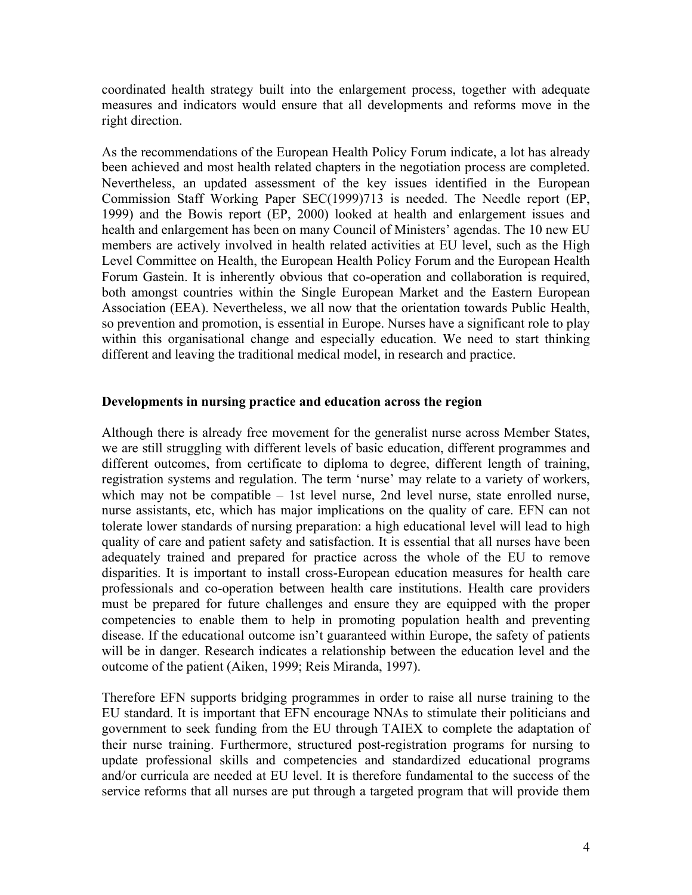coordinated health strategy built into the enlargement process, together with adequate measures and indicators would ensure that all developments and reforms move in the right direction.

As the recommendations of the European Health Policy Forum indicate, a lot has already been achieved and most health related chapters in the negotiation process are completed. Nevertheless, an updated assessment of the key issues identified in the European Commission Staff Working Paper SEC(1999)713 is needed. The Needle report (EP, 1999) and the Bowis report (EP, 2000) looked at health and enlargement issues and health and enlargement has been on many Council of Ministers' agendas. The 10 new EU members are actively involved in health related activities at EU level, such as the High Level Committee on Health, the European Health Policy Forum and the European Health Forum Gastein. It is inherently obvious that co-operation and collaboration is required, both amongst countries within the Single European Market and the Eastern European Association (EEA). Nevertheless, we all now that the orientation towards Public Health, so prevention and promotion, is essential in Europe. Nurses have a significant role to play within this organisational change and especially education. We need to start thinking different and leaving the traditional medical model, in research and practice.

**Developments in nursing practice and education across the region**

Although there is already free movement for the generalist nurse across Member States, we are still struggling with different levels of basic education, different programmes and different outcomes, from certificate to diploma to degree, different length of training, registration systems and regulation. The term 'nurse' may relate to a variety of workers, which may not be compatible – 1st level nurse, 2nd level nurse, state enrolled nurse, nurse assistants, etc, which has major implications on the quality of care. EFN can not tolerate lower standards of nursing preparation: a high educational level will lead to high quality of care and patient safety and satisfaction. It is essential that all nurses have been adequately trained and prepared for practice across the whole of the EU to remove disparities. It is important to install cross-European education measures for health care professionals and co-operation between health care institutions. Health care providers must be prepared for future challenges and ensure they are equipped with the proper competencies to enable them to help in promoting population health and preventing disease. If the educational outcome isn't guaranteed within Europe, the safety of patients will be in danger. Research indicates a relationship between the education level and the outcome of the patient (Aiken, 1999; Reis Miranda, 1997).

Therefore EFN supports bridging programmes in order to raise all nurse training to the EU standard. It is important that EFN encourage NNAs to stimulate their politicians and government to seek funding from the EU through TAIEX to complete the adaptation of their nurse training. Furthermore, structured post-registration programs for nursing to update professional skills and competencies and standardized educational programs and/or curricula are needed at EU level. It is therefore fundamental to the success of the service reforms that all nurses are put through a targeted program that will provide them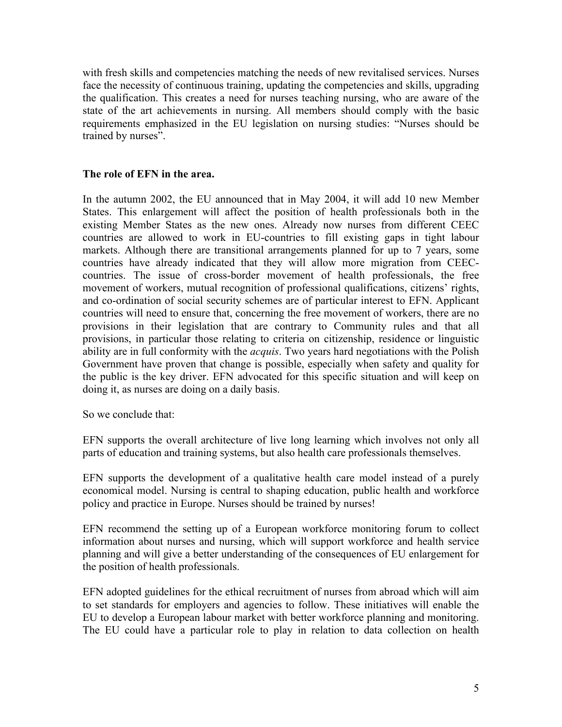with fresh skills and competencies matching the needs of new revitalised services. Nurses face the necessity of continuous training, updating the competencies and skills, upgrading the qualification. This creates a need for nurses teaching nursing, who are aware of the state of the art achievements in nursing. All members should comply with the basic requirements emphasized in the EU legislation on nursing studies: "Nurses should be trained by nurses".

**The role of EFN in the area.**

In the autumn 2002, the EU announced that in May 2004, it will add 10 new Member States. This enlargement will affect the position of health professionals both in the existing Member States as the new ones. Already now nurses from different CEEC countries are allowed to work in EU-countries to fill existing gaps in tight labour markets. Although there are transitional arrangements planned for up to 7 years, some countries have already indicated that they will allow more migration from CEEC-countries. The issue of cross-border movement of health professionals, the free movement of workers, mutual recognition of professional qualifications, citizens' rights, and co-ordination of social security schemes are of particular interest to EFN. Applicant countries will need to ensure that, concerning the free movement of workers, there are no provisions in their legislation that are contrary to Community rules and that all provisions, in particular those relating to criteria on citizenship, residence or linguistic ability are in full conformity with the *acquis*. Two years hard negotiations with the Polish Government have proven that change is possible, especially when safety and quality for the public is the key driver. EFN advocated for this specific situation and will keep on doing it, as nurses are doing on a daily basis.

So we conclude that:

EFN supports the overall architecture of live long learning which involves not only all parts of education and training systems, but also health care professionals themselves.

EFN supports the development of a qualitative health care model instead of a purely economical model. Nursing is central to shaping education, public health and workforce policy and practice in Europe. Nurses should be trained by nurses!

EFN recommend the setting up of a European workforce monitoring forum to collect information about nurses and nursing, which will support workforce and health service planning and will give a better understanding of the consequences of EU enlargement for the position of health professionals.

EFN adopted guidelines for the ethical recruitment of nurses from abroad which will aim to set standards for employers and agencies to follow. These initiatives will enable the EU to develop a European labour market with better workforce planning and monitoring. The EU could have a particular role to play in relation to data collection on health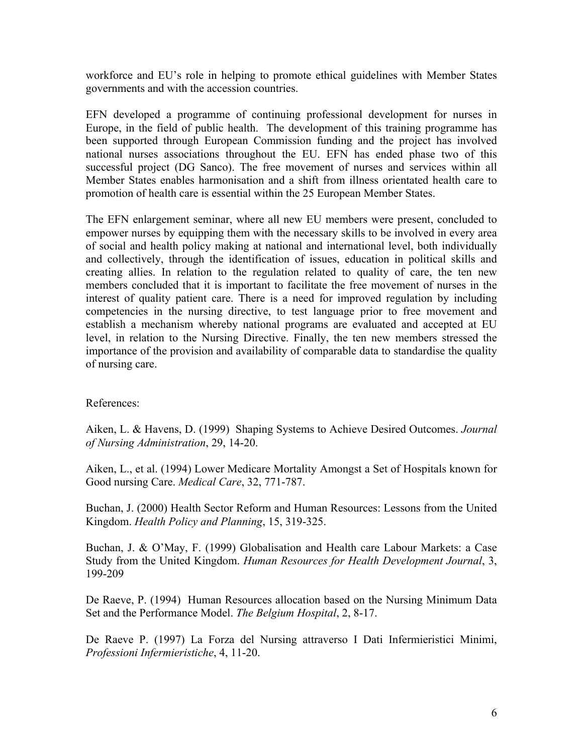workforce and EU's role in helping to promote ethical guidelines with Member States governments and with the accession countries.

EFN developed a programme of continuing professional development for nurses in Europe, in the field of public health. The development of this training programme has been supported through European Commission funding and the project has involved national nurses associations throughout the EU. EFN has ended phase two of this successful project (DG Sanco). The free movement of nurses and services within all Member States enables harmonisation and a shift from illness orientated health care to promotion of health care is essential within the 25 European Member States.

The EFN enlargement seminar, where all new EU members were present, concluded to empower nurses by equipping them with the necessary skills to be involved in every area of social and health policy making at national and international level, both individually and collectively, through the identification of issues, education in political skills and creating allies. In relation to the regulation related to quality of care, the ten new members concluded that it is important to facilitate the free movement of nurses in the interest of quality patient care. There is a need for improved regulation by including competencies in the nursing directive, to test language prior to free movement and establish a mechanism whereby national programs are evaluated and accepted at EU level, in relation to the Nursing Directive. Finally, the ten new members stressed the importance of the provision and availability of comparable data to standardise the quality of nursing care.

References:

Aiken, L. & Havens, D. (1999) Shaping Systems to Achieve Desired Outcomes. *Journal of Nursing Administration*, 29, 14-20.

Aiken, L., et al. (1994) Lower Medicare Mortality Amongst a Set of Hospitals known for Good nursing Care. *Medical Care*, 32, 771-787.

Buchan, J. (2000) Health Sector Reform and Human Resources: Lessons from the United Kingdom. *Health Policy and Planning*, 15, 319-325.

Buchan, J. & O'May, F. (1999) Globalisation and Health care Labour Markets: a Case Study from the United Kingdom. *Human Resources for Health Development Journal*, 3, 199-209

De Raeve, P. (1994) Human Resources allocation based on the Nursing Minimum Data Set and the Performance Model. *The Belgium Hospital*, 2, 8-17.

De Raeve P. (1997) La Forza del Nursing attraverso I Dati Infermieristici Minimi, *Professioni Infermieristiche*, 4, 11-20.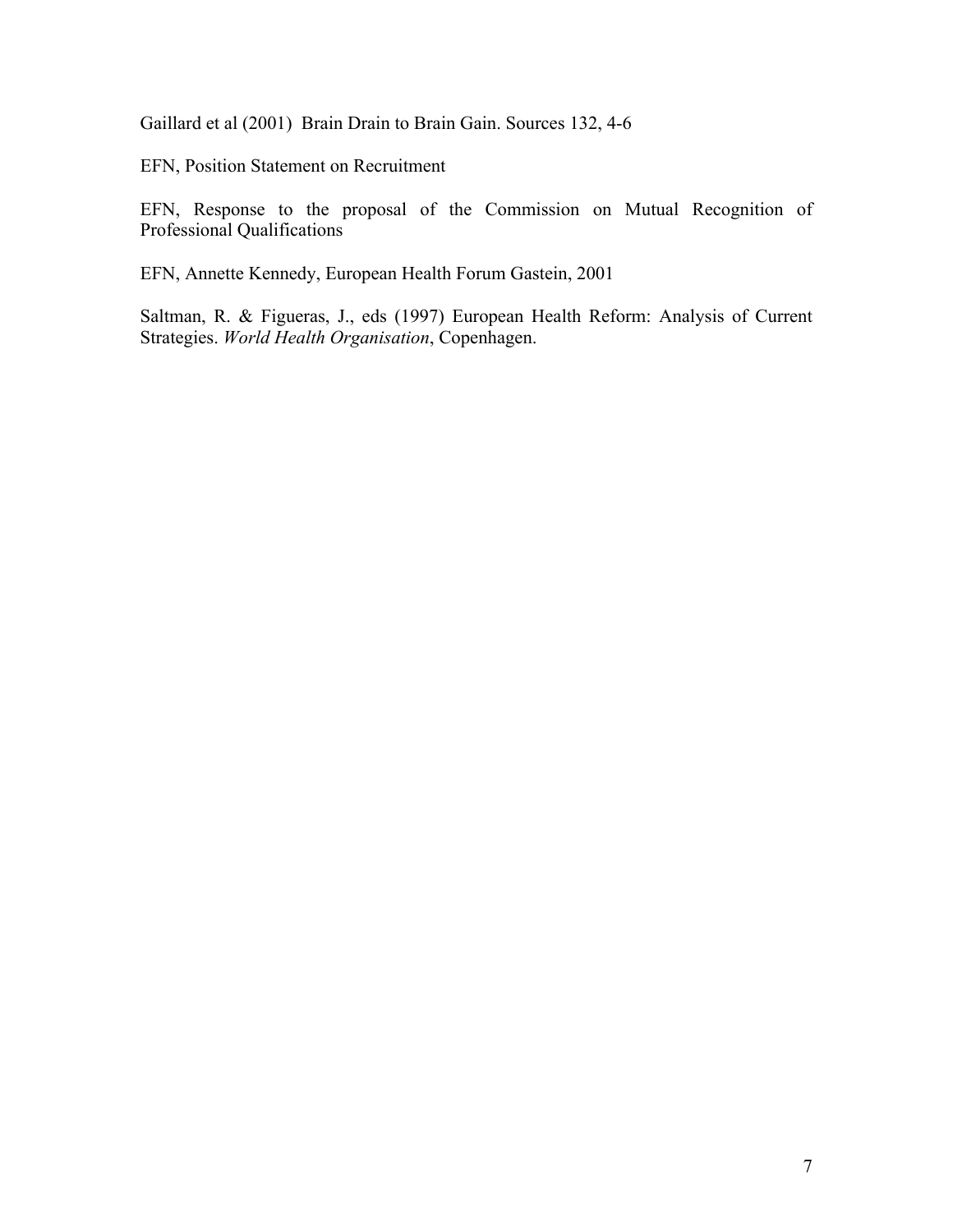Gaillard et al (2001) Brain Drain to Brain Gain. Sources 132, 4-6

EFN, Position Statement on Recruitment

EFN, Response to the proposal of the Commission on Mutual Recognition of Professional Qualifications

EFN, Annette Kennedy, European Health Forum Gastein, 2001

Saltman, R. & Figueras, J., eds (1997) European Health Reform: Analysis of Current Strategies. *World Health Organisation*, Copenhagen.